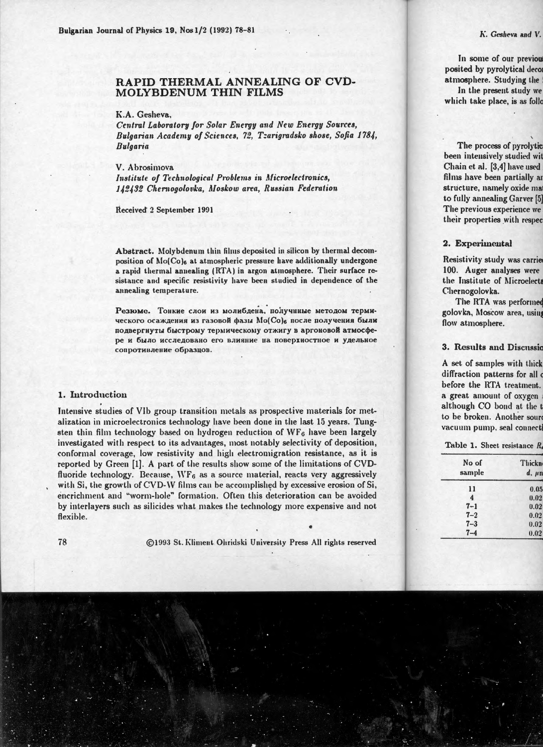# RAPID THERMAL ANNEALING OF CVD-MOLYBDENUM THIN FILMS

**K.A. Gesheva,**

*Central Laboratory for Solar Energy and New Energy Sources, Bulgarian Academy of Sciences, 72, Tzarigradsko shose, Sofia 1784, Bulgaria*

**V. Abrosimova**

*Institute of Technological Problems in Microelectronics, 142432 Chernogolovka, Moskow area, Russian Federation*

Received 2 September 1991

**Abstract.** Molybdenum thin films deposited in silicon by thermal decomposition of $Mo(Co)_6$ at atmospheric pressure have additionally undergone a rapid thermal annealing (RTA) in argon atmosphere. Their surface resistance and specific resistivity have been studied in dependence of the annealing temperature.

**Резюме.** Тонкие слои из молибдена, полученные методом термического осаждения из газовой фазы $Mo(Co)_6$ после получения были подвергнуты быстрому термическому отжигу в аргоновой атмосфере и было исследовано его влияние на поверхностное и удельное сопротивление образцов.

## 1. Introduction

Intensive studies of VIb group transition metals as prospective materials for metalization in microelectronics technology have been done in the last 15 years. Tungsten thin film technology based on hydrogen reduction of $WF_6$ have been largely investigated with respect to its advantages, most notably selectivity of deposition, conformal coverage, low resistivity and high electromigration resistance, as it is reported by Green [1]. A part of the results show some of the limitations of CVD-fluoride technology. Because, $WF_6$ as a source material, reacts very aggressively with Si, the growth of CVD-W films can be accomplished by excessive erosion of Si, enrichment and "worm-hole" formation. Often this deterioration can be avoided by interlayers such as silicides what makes the technology more expensive and not flexible.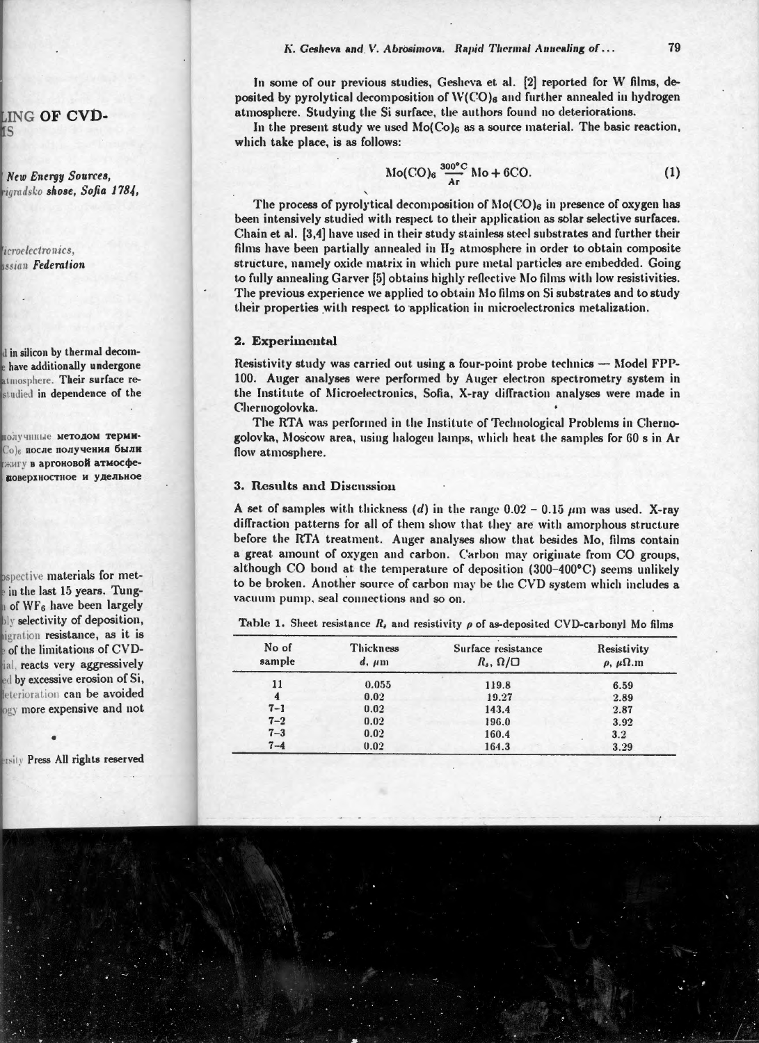In some of our previous studies, Gesheva et al. [2] reported for W films, deposited by pyrolytical decomposition of $W(CO)_6$ and further annealed in hydrogen atmosphere. Studying the Si surface, the authors found no deteriorations.

In the present study we used $Mo(Co)_6$ as a source material. The basic reaction, which take place, is as follows:

$$Mo(CO)_6 \xrightarrow[Ar]{300°C} Mo + 6CO. \qquad (1)$$

The process of pyrolytical decomposition of $Mo(CO)_6$ in presence of oxygen has been intensively studied with respect to their application as solar selective surfaces. Chain et al. [3,4] have used in their study stainless steel substrates and further their films have been partially annealed in $H_2$ atmosphere in order to obtain composite structure, namely oxide matrix in which pure metal particles are embedded. Going to fully annealing Garver [5] obtains highly reflective Mo films with low resistivities. The previous experience we applied to obtain Mo films on Si substrates and to study their properties with respect to application in microelectronics metalization.

## 2. Experimental

Resistivity study was carried out using a four-point probe technics — Model FPP-100. Auger analyses were performed by Auger electron spectrometry system in the Institute of Microelectronics, Sofia. X-ray diffraction analyses were made in Chernogolovka.

The RTA was performed in the Institute of Technological Problems in Chernogolovka, Moscow area, using halogen lamps, which heat the samples for 60 s in Ar flow atmosphere.

## 3. Results and Discussion

A set of samples with thickness ($d$) in the range 0.02 – 0.15 $\mu$m was used. X-ray diffraction patterns for all of them show that they are with amorphous structure before the RTA treatment. Auger analyses show that besides Mo, films contain a great amount of oxygen and carbon. Carbon may originate from CO groups, although CO bond at the temperature of deposition (300–400°C) seems unlikely to be broken. Another source of carbon may be the CVD system which includes a vacuum pump, seal connections and so on.

**Table 1.** Sheet resistance $R_s$ and resistivity $\rho$ of as-deposited CVD-carbonyl Mo films

| No of sample | Thickness $d$, $\mu$m | Surface resistance $R_s$, $\Omega/\square$ | Resistivity $\rho$, $\mu\Omega$.m |
|---|---|---|---|
| 11 | 0.055 | 119.8 | 6.59 |
| 4 | 0.02 | 19.27 | 2.89 |
| 7–1 | 0.02 | 143.4 | 2.87 |
| 7–2 | 0.02 | 196.0 | 3.92 |
| 7–3 | 0.02 | 160.4 | 3.2 |
| 7–4 | 0.02 | 164.3 | 3.29 |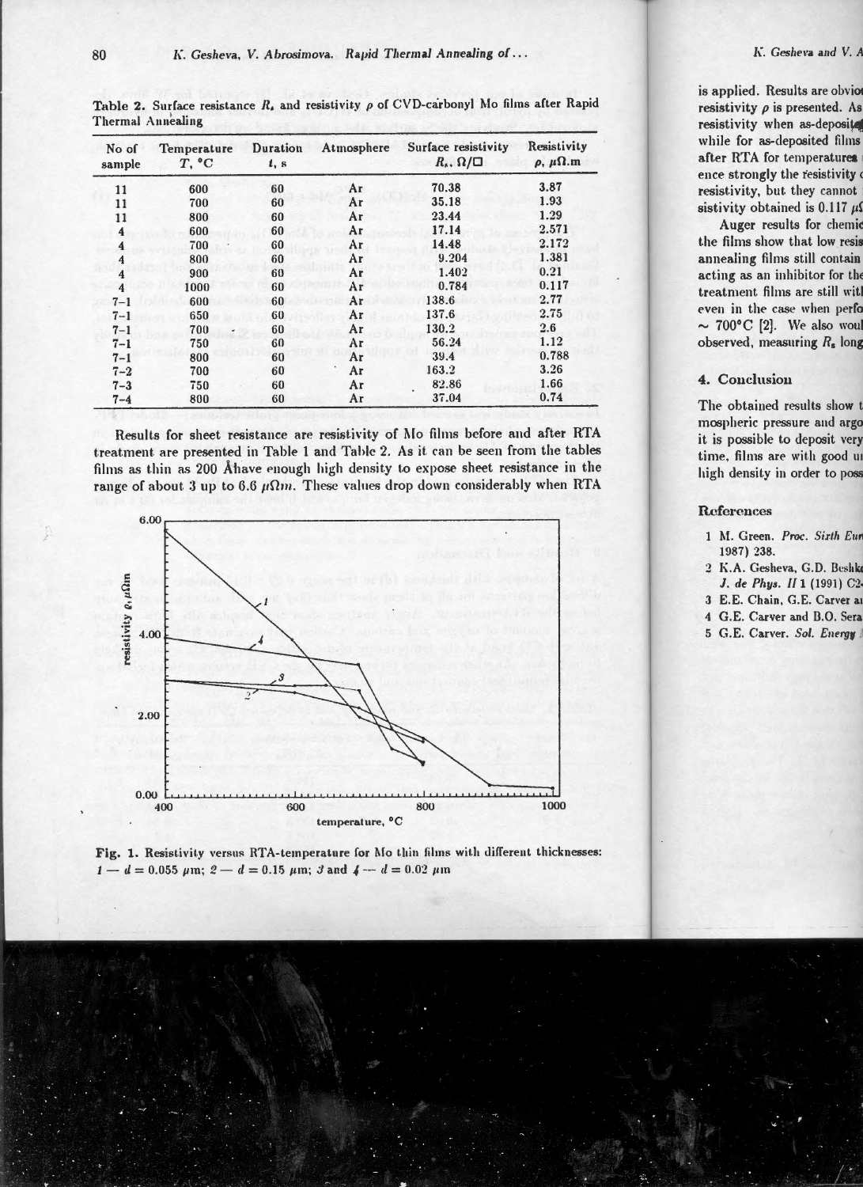Table 2. Surface resistance $R_s$ and resistivity $\rho$ of CVD-carbonyl Mo films after Rapid Thermal Annealing

| No of sample | Temperature $T$, °C | Duration $t$, s | Atmosphere | Surface resistivity $R_s$, $\Omega/\square$ | Resistivity $\rho$, $\mu\Omega$.m |
|---|---|---|---|---|---|
| 11 | 600 | 60 | Ar | 70.38 | 3.87 |
| 11 | 700 | 60 | Ar | 35.18 | 1.93 |
| 11 | 800 | 60 | Ar | 23.44 | 1.29 |
| 4 | 600 | 60 | Ar | 17.14 | 2.571 |
| 4 | 700 | 60 | Ar | 14.48 | 2.172 |
| 4 | 800 | 60 | Ar | 9.204 | 1.381 |
| 4 | 900 | 60 | Ar | 1.402 | 0.21 |
| 4 | 1000 | 60 | Ar | 0.784 | 0.117 |
| 7–1 | 600 | 60 | Ar | 138.6 | 2.77 |
| 7–1 | 650 | 60 | Ar | 137.6 | 2.75 |
| 7–1 | 700 | 60 | Ar | 130.2 | 2.6 |
| 7–1 | 750 | 60 | Ar | 56.24 | 1.12 |
| 7–1 | 800 | 60 | Ar | 39.4 | 0.788 |
| 7–2 | 700 | 60 | Ar | 163.2 | 3.26 |
| 7–3 | 750 | 60 | Ar | 82.86 | 1.66 |
| 7–4 | 800 | 60 | Ar | 37.04 | 0.74 |

Results for sheet resistance are resistivity of Mo films before and after RTA treatment are presented in Table 1 and Table 2. As it can be seen from the tables films as thin as 200 Å have enough high density to expose sheet resistance in the range of about 3 up to 6.6 $\mu\Omega m$. These values drop down considerably when RTA

Fig. 1. Resistivity versus RTA-temperature for Mo thin films with different thicknesses: *1* — $d = 0.055$ $\mu$m; *2* — $d = 0.15$ $\mu$m; *3* and *4* — $d = 0.02$ $\mu$m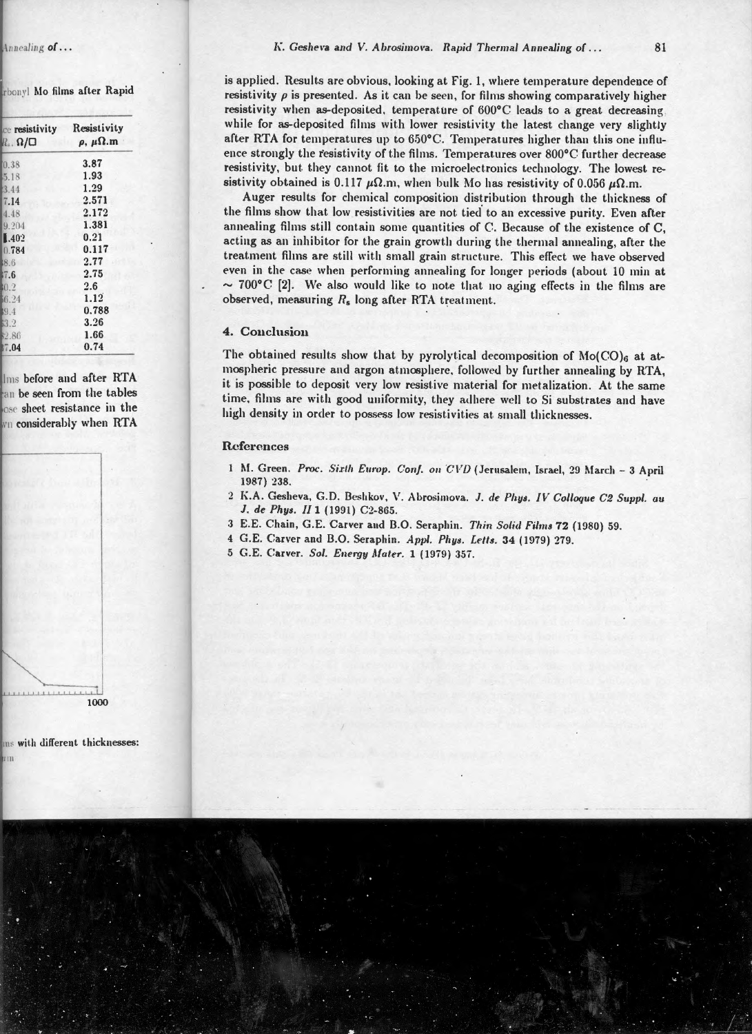is applied. Results are obvious, looking at Fig. 1, where temperature dependence of resistivity $\rho$ is presented. As it can be seen, for films showing comparatively higher resistivity when as-deposited, temperature of 600°C leads to a great decreasing while for as-deposited films with lower resistivity the latest change very slightly after RTA for temperatures up to 650°C. Temperatures higher than this one influence strongly the resistivity of the films. Temperatures over 800°C further decrease resistivity, but they cannot fit to the microelectronics technology. The lowest resistivity obtained is 0.117 $\mu\Omega$.m, when bulk Mo has resistivity of 0.056 $\mu\Omega$.m.

Auger results for chemical composition distribution through the thickness of the films show that low resistivities are not tied to an excessive purity. Even after annealing films still contain some quantities of C. Because of the existence of C, acting as an inhibitor for the grain growth during the thermal annealing, after the treatment films are still with small grain structure. This effect we have observed even in the case when performing annealing for longer periods (about 10 min at $\sim$ 700°C [2]. We also would like to note that no aging effects in the films are observed, measuring $R_s$ long after RTA treatment.

## 4. Conclusion

The obtained results show that by pyrolytical decomposition of $Mo(CO)_6$ at atmospheric pressure and argon atmosphere, followed by further annealing by RTA, it is possible to deposit very low resistive material for metalization. At the same time, films are with good uniformity, they adhere well to Si substrates and have high density in order to possess low resistivities at small thicknesses.

## References

1. M. Green. *Proc. Sixth Europ. Conf. on CVD* (Jerusalem, Israel, 29 March – 3 April 1987) 238.
2. K.A. Gesheva, G.D. Beshkov, V. Abrosimova. *J. de Phys. IV Colloque C2 Suppl. au J. de Phys. II* 1 (1991) C2-865.
3. E.E. Chain, G.E. Carver and B.O. Seraphin. *Thin Solid Films* **72** (1980) 59.
4. G.E. Carver and B.O. Seraphin. *Appl. Phys. Letts.* **34** (1979) 279.
5. G.E. Carver. *Sol. Energy Mater.* **1** (1979) 357.